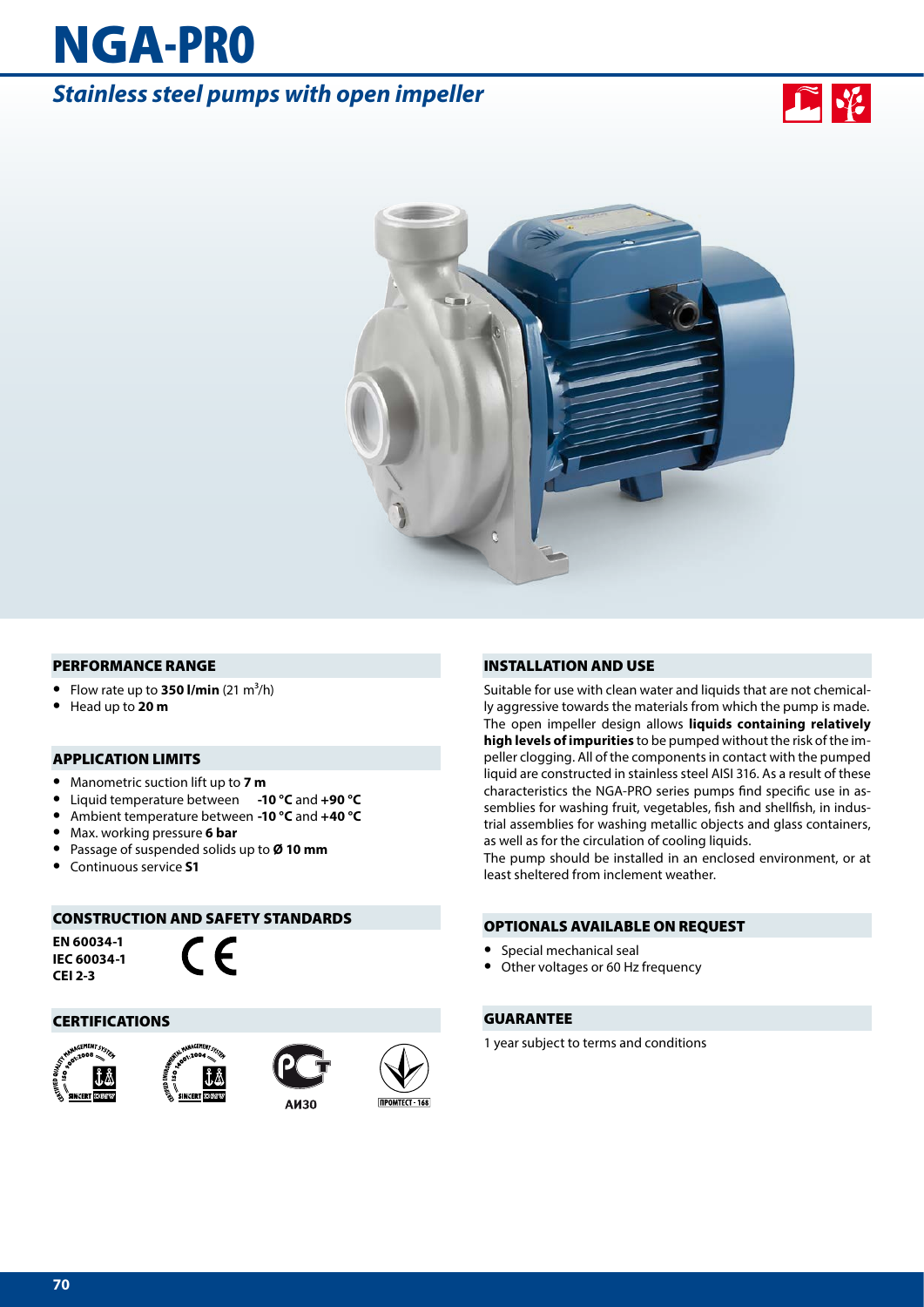# NGA-PRO

## *Stainless steel pumps with open impeller*

### PERFORMANCE RANGE

- Flow rate up to **350 l/min** (21 $m^3$/h)
- Head up to **20 m**

### APPLICATION LIMITS

- Manometric suction lift up to **7 m**
- Liquid temperature between **-10 °C** and **+90 °C**
- Ambient temperature between **-10 °C** and **+40 °C**
- Max. working pressure **6 bar**
- Passage of suspended solids up to **Ø 10 mm**
- Continuous service **S1**

### CONSTRUCTION AND SAFETY STANDARDS

**EN 60034-1**
**IEC 60034-1**
**CEI 2-3**

CE

### CERTIFICATIONS

AИ30

ПРОМТЕСТ - 168

### INSTALLATION AND USE

Suitable for use with clean water and liquids that are not chemically aggressive towards the materials from which the pump is made. The open impeller design allows **liquids containing relatively high levels of impurities** to be pumped without the risk of the impeller clogging. All of the components in contact with the pumped liquid are constructed in stainless steel AISI 316. As a result of these characteristics the NGA-PRO series pumps find specific use in assemblies for washing fruit, vegetables, fish and shellfish, in industrial assemblies for washing metallic objects and glass containers, as well as for the circulation of cooling liquids.

The pump should be installed in an enclosed environment, or at least sheltered from inclement weather.

### OPTIONALS AVAILABLE ON REQUEST

- Special mechanical seal
- Other voltages or 60 Hz frequency

### GUARANTEE

1 year subject to terms and conditions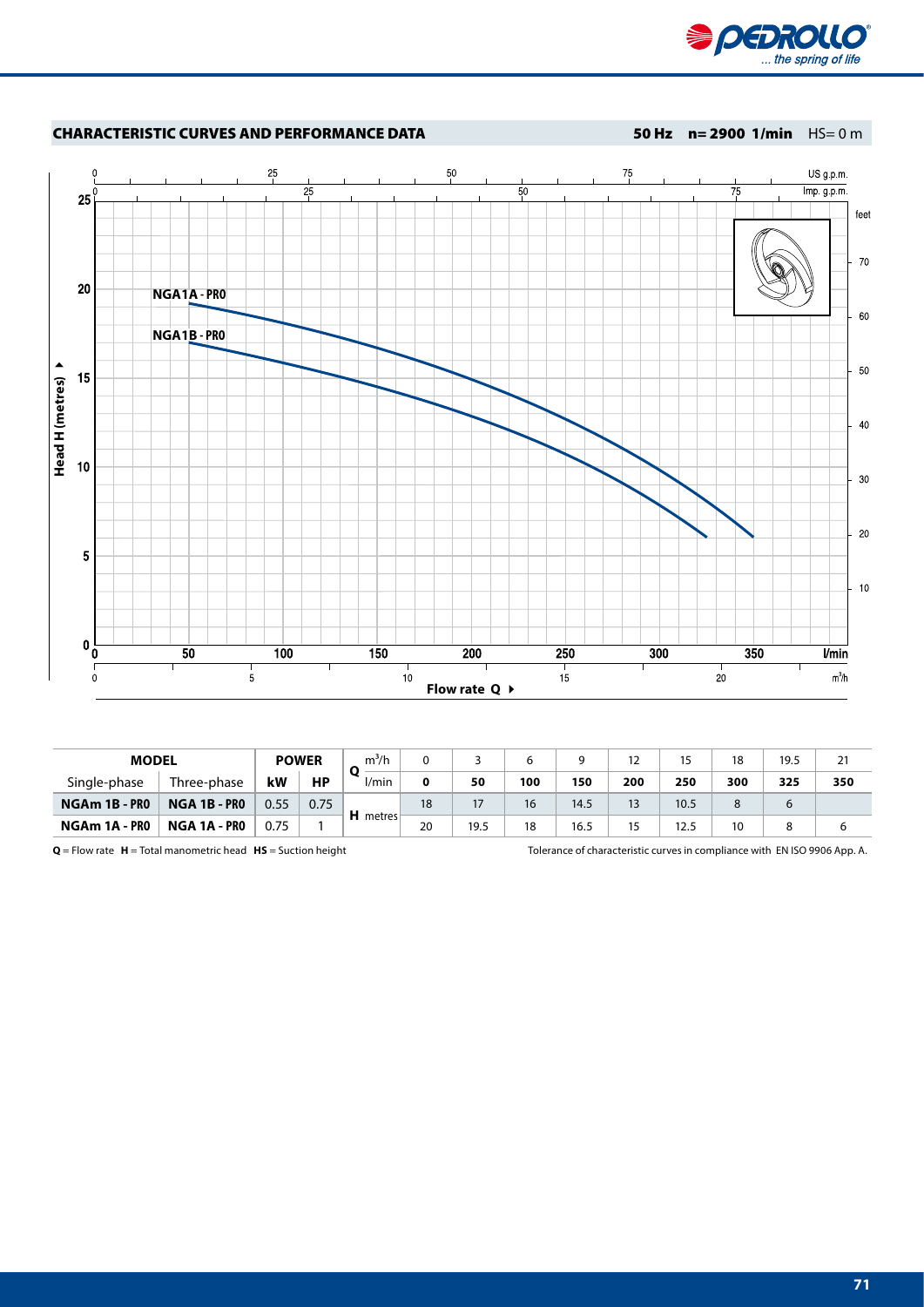## CHARACTERISTIC CURVES AND PERFORMANCE DATA

**50 Hz n= 2900 1/min** HS= 0 m

| MODEL | | POWER | | Q $m^3/h$ | 0 | 3 | 6 | 9 | 12 | 15 | 18 | 19.5 | 21 |
|---|---|---|---|---|---|---|---|---|---|---|---|---|---|
| Single-phase | Three-phase | kW | HP | l/min | **0** | **50** | **100** | **150** | **200** | **250** | **300** | **325** | **350** |
| **NGAm 1B - PRO** | **NGA 1B - PRO** | 0.55 | 0.75 | H metres | 18 | 17 | 16 | 14.5 | 13 | 10.5 | 8 | 6 | |
| **NGAm 1A - PRO** | **NGA 1A - PRO** | 0.75 | 1 | | 20 | 19.5 | 18 | 16.5 | 15 | 12.5 | 10 | 8 | 6 |

**Q** = Flow rate **H** = Total manometric head **HS** = Suction height

Tolerance of characteristic curves in compliance with EN ISO 9906 App. A.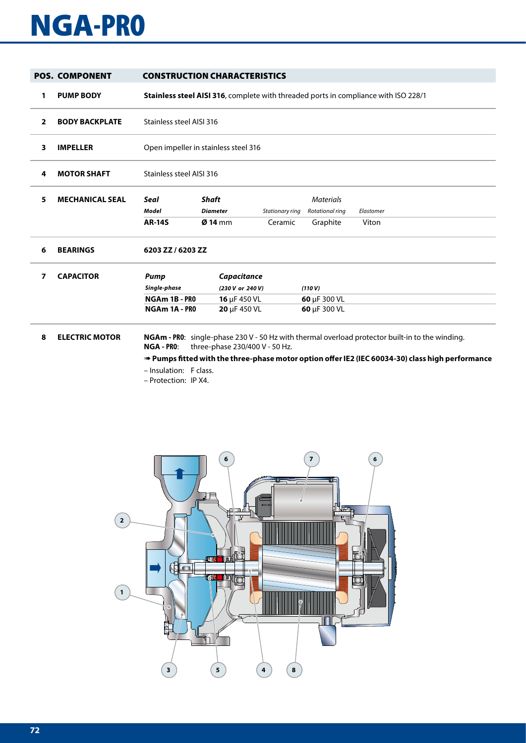# NGA-PRO

| POS. | COMPONENT | CONSTRUCTION CHARACTERISTICS |
|---|---|---|
| 1 | PUMP BODY | **Stainless steel AISI 316**, complete with threaded ports in compliance with ISO 228/1 |
| 2 | BODY BACKPLATE | Stainless steel AISI 316 |
| 3 | IMPELLER | Open impeller in stainless steel 316 |
| 4 | MOTOR SHAFT | Stainless steel AISI 316 |
| 5 | MECHANICAL SEAL | see table below |
| 6 | BEARINGS | **6203 ZZ / 6203 ZZ** |
| 7 | CAPACITOR | see table below |
| 8 | ELECTRIC MOTOR | see text below |

**5 MECHANICAL SEAL**

| *Seal* | *Shaft* | *Materials* | | |
|---|---|---|---|---|
| ***Model*** | ***Diameter*** | *Stationary ring* | *Rotational ring* | *Elastomer* |
| **AR-14S** | **Ø 14** mm | Ceramic | Graphite | Viton |

**7 CAPACITOR**

| *Pump* | *Capacitance* | |
|---|---|---|
| ***Single-phase*** | ***(230 V or 240 V)*** | ***(110 V)*** |
| **NGAm 1B - PRO** | **16** μF 450 VL | **60** μF 300 VL |
| **NGAm 1A - PRO** | **20** μF 450 VL | **60** μF 300 VL |

**8 ELECTRIC MOTOR**

**NGAm - PRO**: single-phase 230 V - 50 Hz with thermal overload protector built-in to the winding.
**NGA - PRO**: three-phase 230/400 V - 50 Hz.

➠ **Pumps fitted with the three-phase motor option offer IE2 (IEC 60034-30) class high performance**

– Insulation: F class.
– Protection: IP X4.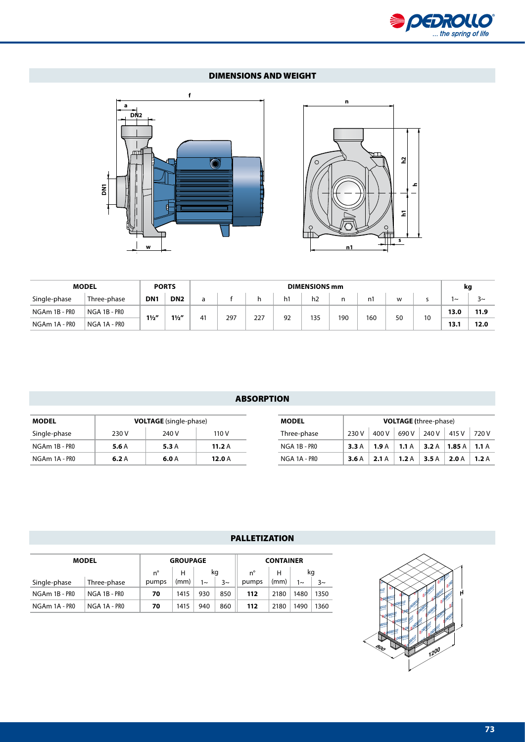## DIMENSIONS AND WEIGHT

| MODEL | | PORTS | | DIMENSIONS mm | | | | | | | | | kg | |
|---|---|---|---|---|---|---|---|---|---|---|---|---|---|---|
| Single-phase | Three-phase | DN1 | DN2 | a | f | h | h1 | h2 | n | n1 | w | s | 1~ | 3~ |
| NGAm 1B - PRO | NGA 1B - PRO | 1½" | 1½" | 41 | 297 | 227 | 92 | 135 | 190 | 160 | 50 | 10 | **13.0** | **11.9** |
| NGAm 1A - PRO | NGA 1A - PRO | | | | | | | | | | | | **13.1** | **12.0** |

## ABSORPTION

| MODEL | VOLTAGE (single-phase) | | |
|---|---|---|---|
| Single-phase | 230 V | 240 V | 110 V |
| NGAm 1B - PRO | **5.6** A | **5.3** A | **11.2** A |
| NGAm 1A - PRO | **6.2** A | **6.0** A | **12.0** A |

| MODEL | VOLTAGE (three-phase) | | | | | |
|---|---|---|---|---|---|---|
| Three-phase | 230 V | 400 V | 690 V | 240 V | 415 V | 720 V |
| NGA 1B - PRO | **3.3** A | **1.9** A | **1.1** A | **3.2** A | **1.85** A | **1.1** A |
| NGA 1A - PRO | **3.6** A | **2.1** A | **1.2** A | **3.5** A | **2.0** A | **1.2** A |

## PALLETIZATION

| MODEL | | GROUPAGE | | | | CONTAINER | | | |
|---|---|---|---|---|---|---|---|---|---|
| | | n° | H | kg | | n° | H | kg | |
| Single-phase | Three-phase | pumps | (mm) | 1~ | 3~ | pumps | (mm) | 1~ | 3~ |
| NGAm 1B - PRO | NGA 1B - PRO | **70** | 1415 | 930 | 850 | **112** | 2180 | 1480 | 1350 |
| NGAm 1A - PRO | NGA 1A - PRO | **70** | 1415 | 940 | 860 | **112** | 2180 | 1490 | 1360 |